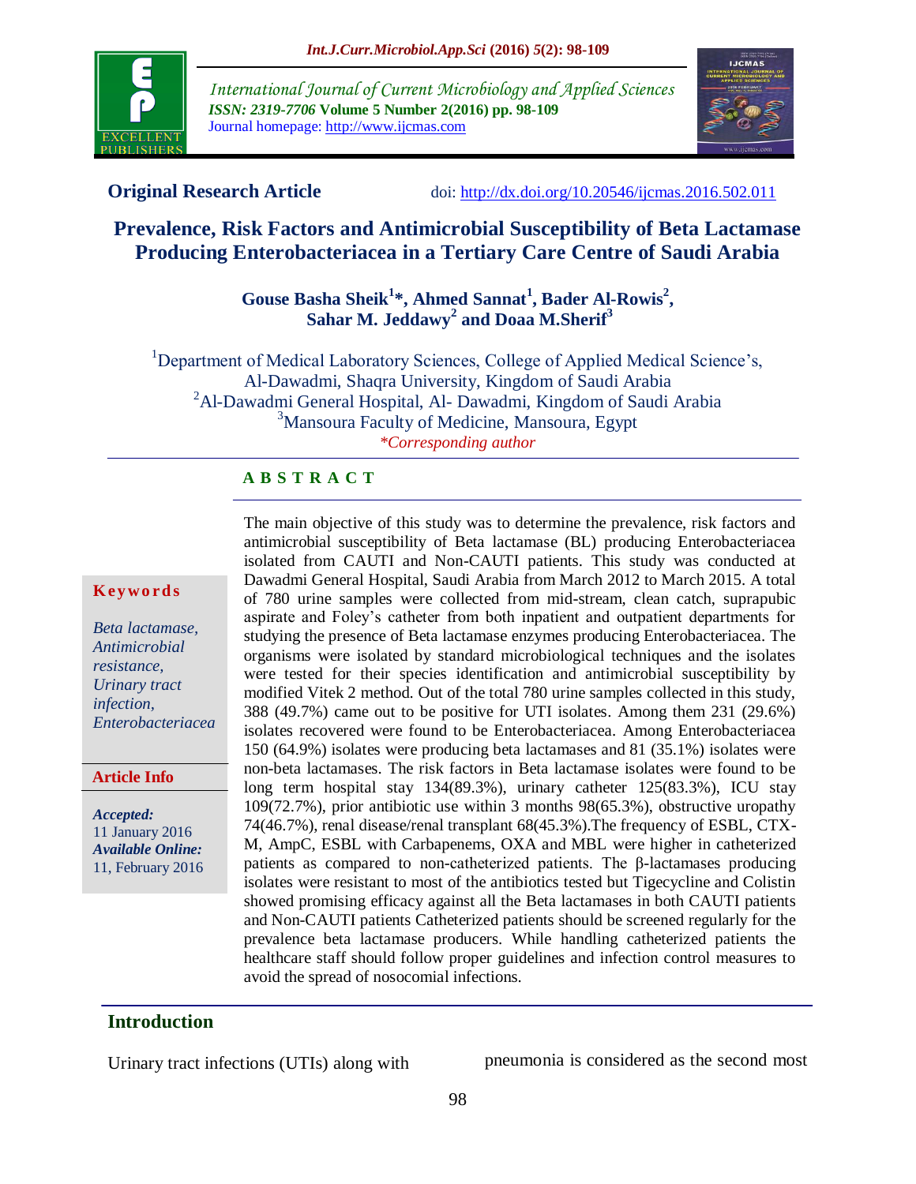**Original Research Article**

doi: http://dx.doi.org/10.20546/ijcmas.2016.502.011

# Prevalence, Risk Factors and Antimicrobial Susceptibility of Beta Lactamase Producing Enterobacteriacea in a Tertiary Care Centre of Saudi Arabia

**Gouse Basha Sheik[1]*, Ahmed Sannat[1], Bader Al-Rowis[2], Sahar M. Jeddawy[2] and Doaa M.Sherif[3]**

[1]Department of Medical Laboratory Sciences, College of Applied Medical Science's, Al-Dawadmi, Shaqra University, Kingdom of Saudi Arabia
[2]Al-Dawadmi General Hospital, Al- Dawadmi, Kingdom of Saudi Arabia
[3]Mansoura Faculty of Medicine, Mansoura, Egypt
*Corresponding author

**Keywords**

*Beta lactamase, Antimicrobial resistance, Urinary tract infection, Enterobacteriacea*

**Article Info**

***Accepted:***
11 January 2016
***Available Online:***
11, February 2016

## ABSTRACT

The main objective of this study was to determine the prevalence, risk factors and antimicrobial susceptibility of Beta lactamase (BL) producing Enterobacteriacea isolated from CAUTI and Non-CAUTI patients. This study was conducted at Dawadmi General Hospital, Saudi Arabia from March 2012 to March 2015. A total of 780 urine samples were collected from mid-stream, clean catch, suprapubic aspirate and Foley's catheter from both inpatient and outpatient departments for studying the presence of Beta lactamase enzymes producing Enterobacteriacea. The organisms were isolated by standard microbiological techniques and the isolates were tested for their species identification and antimicrobial susceptibility by modified Vitek 2 method. Out of the total 780 urine samples collected in this study, 388 (49.7%) came out to be positive for UTI isolates. Among them 231 (29.6%) isolates recovered were found to be Enterobacteriacea. Among Enterobacteriacea 150 (64.9%) isolates were producing beta lactamases and 81 (35.1%) isolates were non-beta lactamases. The risk factors in Beta lactamase isolates were found to be long term hospital stay 134(89.3%), urinary catheter 125(83.3%), ICU stay 109(72.7%), prior antibiotic use within 3 months 98(65.3%), obstructive uropathy 74(46.7%), renal disease/renal transplant 68(45.3%).The frequency of ESBL, CTX-M, AmpC, ESBL with Carbapenems, OXA and MBL were higher in catheterized patients as compared to non-catheterized patients. The β-lactamases producing isolates were resistant to most of the antibiotics tested but Tigecycline and Colistin showed promising efficacy against all the Beta lactamases in both CAUTI patients and Non-CAUTI patients Catheterized patients should be screened regularly for the prevalence beta lactamase producers. While handling catheterized patients the healthcare staff should follow proper guidelines and infection control measures to avoid the spread of nosocomial infections.

## Introduction

Urinary tract infections (UTIs) along with pneumonia is considered as the second most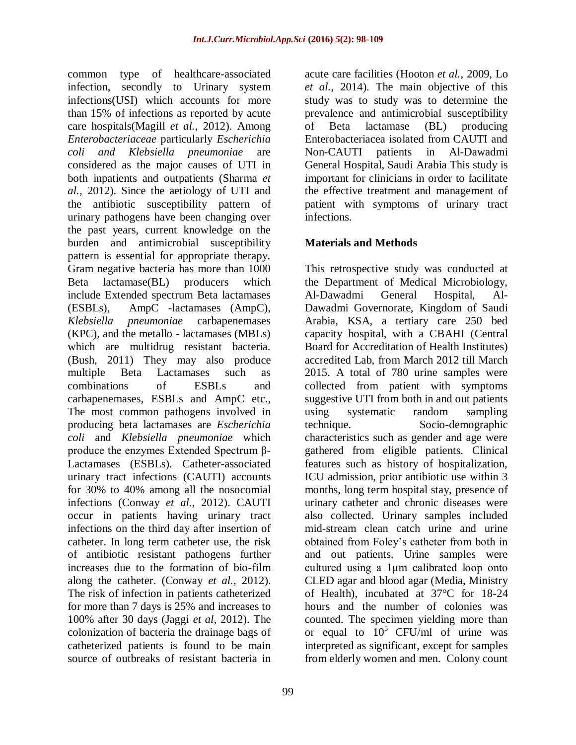common type of healthcare-associated infection, secondly to Urinary system infections(USI) which accounts for more than 15% of infections as reported by acute care hospitals(Magill *et al.*, 2012). Among *Enterobacteriaceae* particularly *Escherichia coli and Klebsiella pneumoniae* are considered as the major causes of UTI in both inpatients and outpatients (Sharma *et al.,* 2012). Since the aetiology of UTI and the antibiotic susceptibility pattern of urinary pathogens have been changing over the past years, current knowledge on the burden and antimicrobial susceptibility pattern is essential for appropriate therapy. Gram negative bacteria has more than 1000 Beta lactamase(BL) producers which include Extended spectrum Beta lactamases (ESBLs), AmpC -lactamases (AmpC), *Klebsiella pneumoniae* carbapenemases (KPC), and the metallo - lactamases (MBLs) which are multidrug resistant bacteria. (Bush, 2011) They may also produce multiple Beta Lactamases such as combinations of ESBLs and carbapenemases, ESBLs and AmpC etc., The most common pathogens involved in producing beta lactamases are *Escherichia coli* and *Klebsiella pneumoniae* which produce the enzymes Extended Spectrum β-Lactamases (ESBLs). Catheter-associated urinary tract infections (CAUTI) accounts for 30% to 40% among all the nosocomial infections (Conway *et al.*, 2012). CAUTI occur in patients having urinary tract infections on the third day after insertion of catheter. In long term catheter use, the risk of antibiotic resistant pathogens further increases due to the formation of bio-film along the catheter. (Conway *et al.*, 2012). The risk of infection in patients catheterized for more than 7 days is 25% and increases to 100% after 30 days (Jaggi *et al*, 2012). The colonization of bacteria the drainage bags of catheterized patients is found to be main source of outbreaks of resistant bacteria in acute care facilities (Hooton *et al.*, 2009, Lo *et al.*, 2014). The main objective of this study was to study was to determine the prevalence and antimicrobial susceptibility of Beta lactamase (BL) producing Enterobacteriacea isolated from CAUTI and Non-CAUTI patients in Al-Dawadmi General Hospital, Saudi Arabia This study is important for clinicians in order to facilitate the effective treatment and management of patient with symptoms of urinary tract infections.

## Materials and Methods

This retrospective study was conducted at the Department of Medical Microbiology, Al-Dawadmi General Hospital, Al-Dawadmi Governorate, Kingdom of Saudi Arabia, KSA, a tertiary care 250 bed capacity hospital, with a CBAHI (Central Board for Accreditation of Health Institutes) accredited Lab, from March 2012 till March 2015. A total of 780 urine samples were collected from patient with symptoms suggestive UTI from both in and out patients using systematic random sampling technique. Socio-demographic characteristics such as gender and age were gathered from eligible patients. Clinical features such as history of hospitalization, ICU admission, prior antibiotic use within 3 months, long term hospital stay, presence of urinary catheter and chronic diseases were also collected. Urinary samples included mid-stream clean catch urine and urine obtained from Foley's catheter from both in and out patients. Urine samples were cultured using a 1μm calibrated loop onto CLED agar and blood agar (Media, Ministry of Health), incubated at 37°C for 18-24 hours and the number of colonies was counted. The specimen yielding more than or equal to $10^5$ CFU/ml of urine was interpreted as significant, except for samples from elderly women and men. Colony count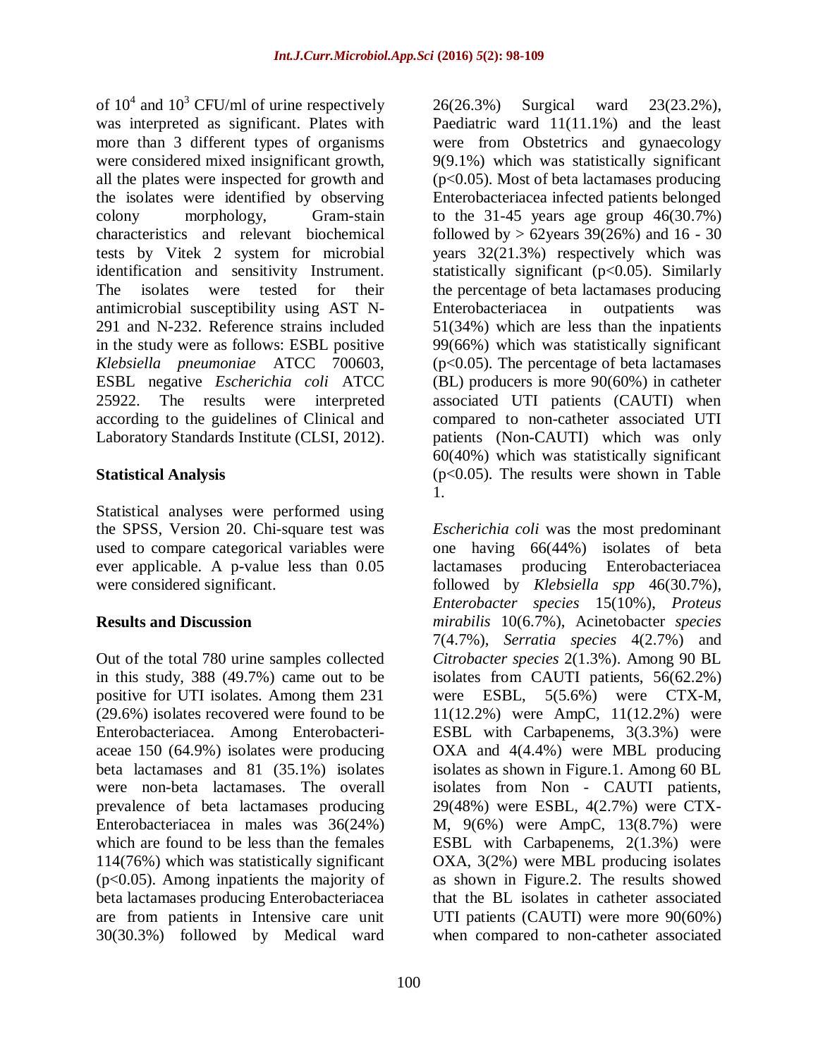of $10^4$ and $10^3$ CFU/ml of urine respectively was interpreted as significant. Plates with more than 3 different types of organisms were considered mixed insignificant growth, all the plates were inspected for growth and the isolates were identified by observing colony morphology, Gram-stain characteristics and relevant biochemical tests by Vitek 2 system for microbial identification and sensitivity Instrument. The isolates were tested for their antimicrobial susceptibility using AST N-291 and N-232. Reference strains included in the study were as follows: ESBL positive *Klebsiella pneumoniae* ATCC 700603, ESBL negative *Escherichia coli* ATCC 25922. The results were interpreted according to the guidelines of Clinical and Laboratory Standards Institute (CLSI, 2012).

## Statistical Analysis

Statistical analyses were performed using the SPSS, Version 20. Chi-square test was used to compare categorical variables were ever applicable. A p-value less than 0.05 were considered significant.

## Results and Discussion

Out of the total 780 urine samples collected in this study, 388 (49.7%) came out to be positive for UTI isolates. Among them 231 (29.6%) isolates recovered were found to be Enterobacteriacea. Among Enterobacteriaceae 150 (64.9%) isolates were producing beta lactamases and 81 (35.1%) isolates were non-beta lactamases. The overall prevalence of beta lactamases producing Enterobacteriacea in males was 36(24%) which are found to be less than the females 114(76%) which was statistically significant ($p<0.05$). Among inpatients the majority of beta lactamases producing Enterobacteriacea are from patients in Intensive care unit 30(30.3%) followed by Medical ward 26(26.3%) Surgical ward 23(23.2%), Paediatric ward 11(11.1%) and the least were from Obstetrics and gynaecology 9(9.1%) which was statistically significant ($p<0.05$). Most of beta lactamases producing Enterobacteriacea infected patients belonged to the 31-45 years age group 46(30.7%) followed by > 62years 39(26%) and 16 - 30 years 32(21.3%) respectively which was statistically significant ($p<0.05$). Similarly the percentage of beta lactamases producing Enterobacteriacea in outpatients was 51(34%) which are less than the inpatients 99(66%) which was statistically significant ($p<0.05$). The percentage of beta lactamases (BL) producers is more 90(60%) in catheter associated UTI patients (CAUTI) when compared to non-catheter associated UTI patients (Non-CAUTI) which was only 60(40%) which was statistically significant ($p<0.05$). The results were shown in Table 1.

*Escherichia coli* was the most predominant one having 66(44%) isolates of beta lactamases producing Enterobacteriacea followed by *Klebsiella spp* 46(30.7%), *Enterobacter species* 15(10%), *Proteus mirabilis* 10(6.7%), Acinetobacter *species* 7(4.7%), *Serratia species* 4(2.7%) and *Citrobacter species* 2(1.3%). Among 90 BL isolates from CAUTI patients, 56(62.2%) were ESBL, 5(5.6%) were CTX-M, 11(12.2%) were AmpC, 11(12.2%) were ESBL with Carbapenems, 3(3.3%) were OXA and 4(4.4%) were MBL producing isolates as shown in Figure.1. Among 60 BL isolates from Non - CAUTI patients, 29(48%) were ESBL, 4(2.7%) were CTX-M, 9(6%) were AmpC, 13(8.7%) were ESBL with Carbapenems, 2(1.3%) were OXA, 3(2%) were MBL producing isolates as shown in Figure.2. The results showed that the BL isolates in catheter associated UTI patients (CAUTI) were more 90(60%) when compared to non-catheter associated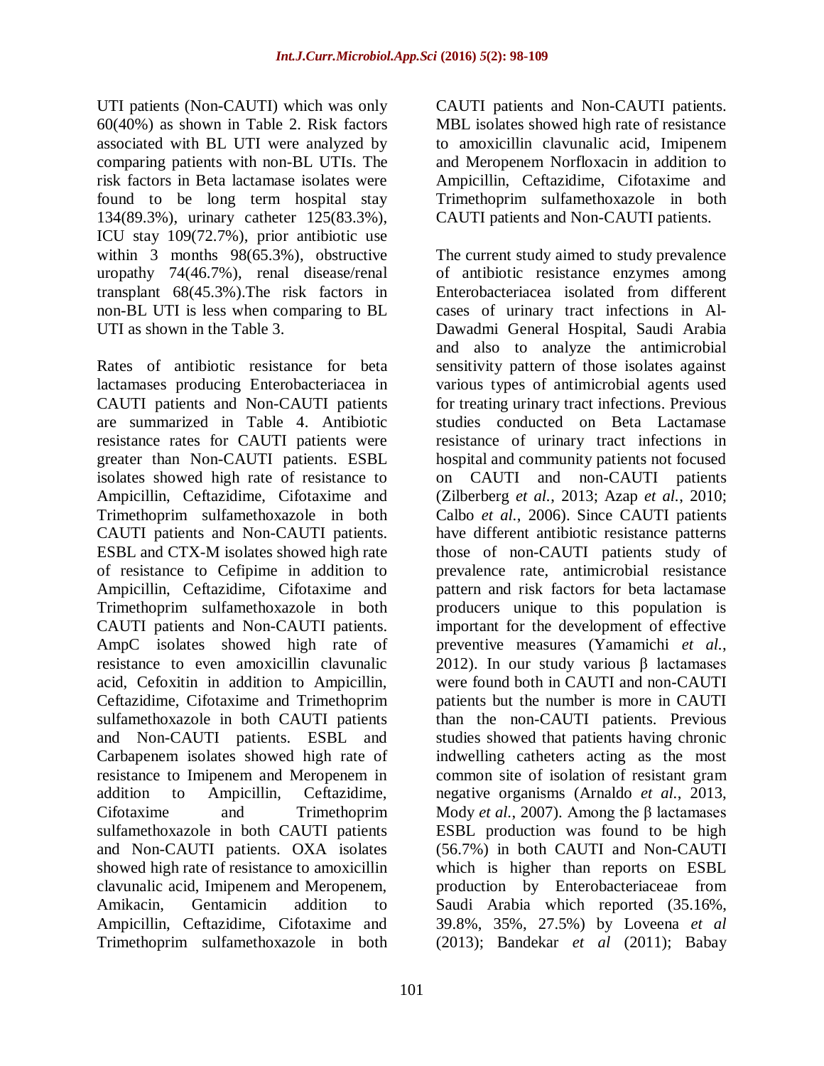UTI patients (Non-CAUTI) which was only 60(40%) as shown in Table 2. Risk factors associated with BL UTI were analyzed by comparing patients with non-BL UTIs. The risk factors in Beta lactamase isolates were found to be long term hospital stay 134(89.3%), urinary catheter 125(83.3%), ICU stay 109(72.7%), prior antibiotic use within 3 months 98(65.3%), obstructive uropathy 74(46.7%), renal disease/renal transplant 68(45.3%).The risk factors in non-BL UTI is less when comparing to BL UTI as shown in the Table 3.

Rates of antibiotic resistance for beta lactamases producing Enterobacteriacea in CAUTI patients and Non-CAUTI patients are summarized in Table 4. Antibiotic resistance rates for CAUTI patients were greater than Non-CAUTI patients. ESBL isolates showed high rate of resistance to Ampicillin, Ceftazidime, Cifotaxime and Trimethoprim sulfamethoxazole in both CAUTI patients and Non-CAUTI patients. ESBL and CTX-M isolates showed high rate of resistance to Cefipime in addition to Ampicillin, Ceftazidime, Cifotaxime and Trimethoprim sulfamethoxazole in both CAUTI patients and Non-CAUTI patients. AmpC isolates showed high rate of resistance to even amoxicillin clavunalic acid, Cefoxitin in addition to Ampicillin, Ceftazidime, Cifotaxime and Trimethoprim sulfamethoxazole in both CAUTI patients and Non-CAUTI patients. ESBL and Carbapenem isolates showed high rate of resistance to Imipenem and Meropenem in addition to Ampicillin, Ceftazidime, Cifotaxime and Trimethoprim sulfamethoxazole in both CAUTI patients and Non-CAUTI patients. OXA isolates showed high rate of resistance to amoxicillin clavunalic acid, Imipenem and Meropenem, Amikacin, Gentamicin addition to Ampicillin, Ceftazidime, Cifotaxime and Trimethoprim sulfamethoxazole in both CAUTI patients and Non-CAUTI patients. MBL isolates showed high rate of resistance to amoxicillin clavunalic acid, Imipenem and Meropenem Norfloxacin in addition to Ampicillin, Ceftazidime, Cifotaxime and Trimethoprim sulfamethoxazole in both CAUTI patients and Non-CAUTI patients.

The current study aimed to study prevalence of antibiotic resistance enzymes among Enterobacteriacea isolated from different cases of urinary tract infections in Al-Dawadmi General Hospital, Saudi Arabia and also to analyze the antimicrobial sensitivity pattern of those isolates against various types of antimicrobial agents used for treating urinary tract infections. Previous studies conducted on Beta Lactamase resistance of urinary tract infections in hospital and community patients not focused on CAUTI and non-CAUTI patients (Zilberberg *et al.*, 2013; Azap *et al.*, 2010; Calbo *et al.*, 2006). Since CAUTI patients have different antibiotic resistance patterns those of non-CAUTI patients study of prevalence rate, antimicrobial resistance pattern and risk factors for beta lactamase producers unique to this population is important for the development of effective preventive measures (Yamamichi *et al.*, 2012). In our study various β lactamases were found both in CAUTI and non-CAUTI patients but the number is more in CAUTI than the non-CAUTI patients. Previous studies showed that patients having chronic indwelling catheters acting as the most common site of isolation of resistant gram negative organisms (Arnaldo *et al.*, 2013, Mody *et al.*, 2007). Among the β lactamases ESBL production was found to be high (56.7%) in both CAUTI and Non-CAUTI which is higher than reports on ESBL production by Enterobacteriaceae from Saudi Arabia which reported (35.16%, 39.8%, 35%, 27.5%) by Loveena *et al* (2013); Bandekar *et al* (2011); Babay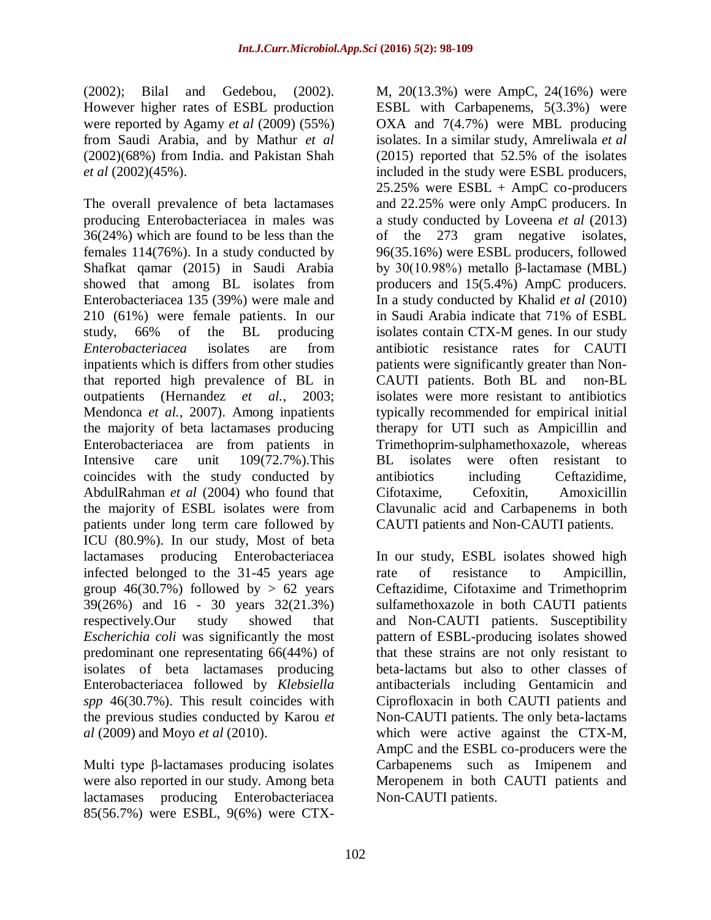(2002); Bilal and Gedebou, (2002). However higher rates of ESBL production were reported by Agamy *et al* (2009) (55%) from Saudi Arabia, and by Mathur *et al* (2002)(68%) from India. and Pakistan Shah *et al* (2002)(45%).

The overall prevalence of beta lactamases producing Enterobacteriacea in males was 36(24%) which are found to be less than the females 114(76%). In a study conducted by Shafkat qamar (2015) in Saudi Arabia showed that among BL isolates from Enterobacteriacea 135 (39%) were male and 210 (61%) were female patients. In our study, 66% of the BL producing *Enterobacteriacea* isolates are from inpatients which is differs from other studies that reported high prevalence of BL in outpatients (Hernandez *et al.*, 2003; Mendonca *et al.*, 2007). Among inpatients the majority of beta lactamases producing Enterobacteriacea are from patients in Intensive care unit 109(72.7%).This coincides with the study conducted by AbdulRahman *et al* (2004) who found that the majority of ESBL isolates were from patients under long term care followed by ICU (80.9%). In our study, Most of beta lactamases producing Enterobacteriacea infected belonged to the 31-45 years age group 46(30.7%) followed by > 62 years 39(26%) and 16 - 30 years 32(21.3%) respectively.Our study showed that *Escherichia coli* was significantly the most predominant one representating 66(44%) of isolates of beta lactamases producing Enterobacteriacea followed by *Klebsiella spp* 46(30.7%). This result coincides with the previous studies conducted by Karou *et al* (2009) and Moyo *et al* (2010).

Multi type β-lactamases producing isolates were also reported in our study. Among beta lactamases producing Enterobacteriacea 85(56.7%) were ESBL, 9(6%) were CTX-M, 20(13.3%) were AmpC, 24(16%) were ESBL with Carbapenems, 5(3.3%) were OXA and 7(4.7%) were MBL producing isolates. In a similar study, Amreliwala *et al* (2015) reported that 52.5% of the isolates included in the study were ESBL producers, 25.25% were ESBL + AmpC co-producers and 22.25% were only AmpC producers. In a study conducted by Loveena *et al* (2013) of the 273 gram negative isolates, 96(35.16%) were ESBL producers, followed by 30(10.98%) metallo β-lactamase (MBL) producers and 15(5.4%) AmpC producers. In a study conducted by Khalid *et al* (2010) in Saudi Arabia indicate that 71% of ESBL isolates contain CTX-M genes. In our study antibiotic resistance rates for CAUTI patients were significantly greater than Non-CAUTI patients. Both BL and non-BL isolates were more resistant to antibiotics typically recommended for empirical initial therapy for UTI such as Ampicillin and Trimethoprim-sulphamethoxazole, whereas BL isolates were often resistant to antibiotics including Ceftazidime, Cifotaxime, Cefoxitin, Amoxicillin Clavunalic acid and Carbapenems in both CAUTI patients and Non-CAUTI patients.

In our study, ESBL isolates showed high rate of resistance to Ampicillin, Ceftazidime, Cifotaxime and Trimethoprim sulfamethoxazole in both CAUTI patients and Non-CAUTI patients. Susceptibility pattern of ESBL-producing isolates showed that these strains are not only resistant to beta-lactams but also to other classes of antibacterials including Gentamicin and Ciprofloxacin in both CAUTI patients and Non-CAUTI patients. The only beta-lactams which were active against the CTX-M, AmpC and the ESBL co-producers were the Carbapenems such as Imipenem and Meropenem in both CAUTI patients and Non-CAUTI patients.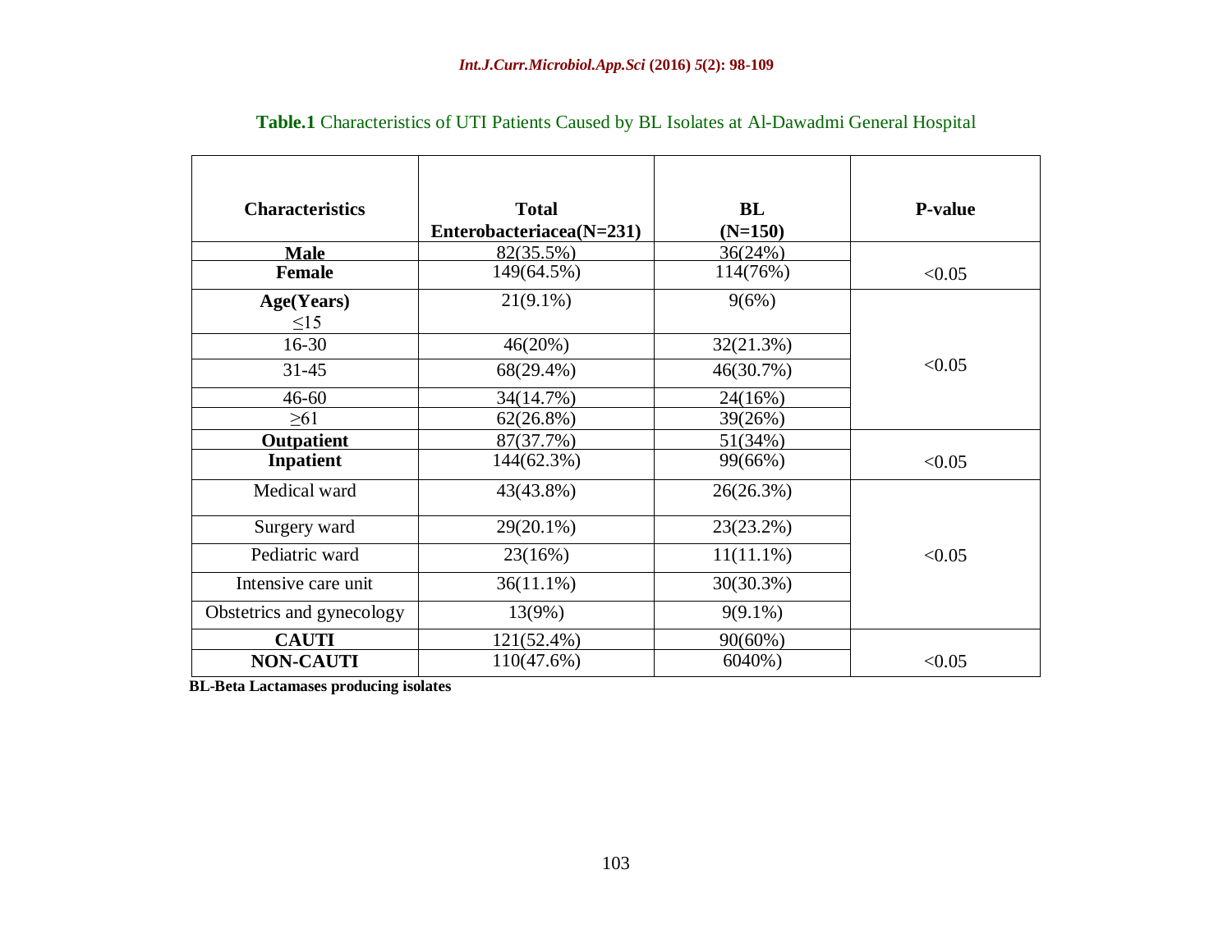**Table.1** Characteristics of UTI Patients Caused by BL Isolates at Al-Dawadmi General Hospital

| Characteristics | Total Enterobacteriacea(N=231) | BL (N=150) | P-value |
|---|---|---|---|
| **Male** | 82(35.5%) | 36(24%) | |
| **Female** | 149(64.5%) | 114(76%) | <0.05 |
| **Age(Years)** ≤15 | 21(9.1%) | 9(6%) | |
| 16-30 | 46(20%) | 32(21.3%) | |
| 31-45 | 68(29.4%) | 46(30.7%) | <0.05 |
| 46-60 | 34(14.7%) | 24(16%) | |
| ≥61 | 62(26.8%) | 39(26%) | |
| **Outpatient** | 87(37.7%) | 51(34%) | |
| **Inpatient** | 144(62.3%) | 99(66%) | <0.05 |
| Medical ward | 43(43.8%) | 26(26.3%) | |
| Surgery ward | 29(20.1%) | 23(23.2%) | |
| Pediatric ward | 23(16%) | 11(11.1%) | <0.05 |
| Intensive care unit | 36(11.1%) | 30(30.3%) | |
| Obstetrics and gynecology | 13(9%) | 9(9.1%) | |
| **CAUTI** | 121(52.4%) | 90(60%) | |
| **NON-CAUTI** | 110(47.6%) | 6040%) | <0.05 |

**BL-Beta Lactamases producing isolates**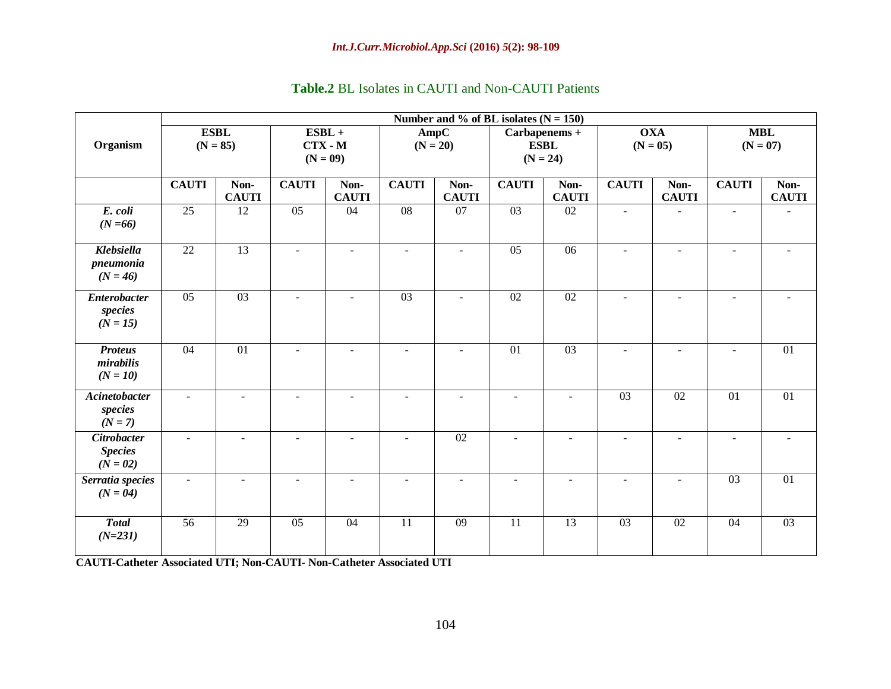**Table.2** BL Isolates in CAUTI and Non-CAUTI Patients

| Organism | Number and % of BL isolates (N = 150) | | | | | | | | | | | |
|---|---|---|---|---|---|---|---|---|---|---|---|---|
| | ESBL (N = 85) | | ESBL + CTX - M (N = 09) | | AmpC (N = 20) | | Carbapenems + ESBL (N = 24) | | OXA (N = 05) | | MBL (N = 07) | |
| | CAUTI | Non-CAUTI | CAUTI | Non-CAUTI | CAUTI | Non-CAUTI | CAUTI | Non-CAUTI | CAUTI | Non-CAUTI | CAUTI | Non-CAUTI |
| ***E. coli (N =66)*** | 25 | 12 | 05 | 04 | 08 | 07 | 03 | 02 | - | - | - | - |
| ***Klebsiella pneumonia (N = 46)*** | 22 | 13 | - | - | - | - | 05 | 06 | - | - | - | - |
| ***Enterobacter species (N = 15)*** | 05 | 03 | - | - | 03 | - | 02 | 02 | - | - | - | - |
| ***Proteus mirabilis (N = 10)*** | 04 | 01 | - | - | - | - | 01 | 03 | - | - | - | 01 |
| ***Acinetobacter species (N = 7)*** | - | - | - | - | - | - | - | - | 03 | 02 | 01 | 01 |
| ***Citrobacter Species (N = 02)*** | - | - | - | - | - | 02 | - | - | - | - | - | - |
| ***Serratia species (N = 04)*** | - | - | - | - | - | - | - | - | - | - | 03 | 01 |
| ***Total (N=231)*** | 56 | 29 | 05 | 04 | 11 | 09 | 11 | 13 | 03 | 02 | 04 | 03 |

**CAUTI-Catheter Associated UTI; Non-CAUTI- Non-Catheter Associated UTI**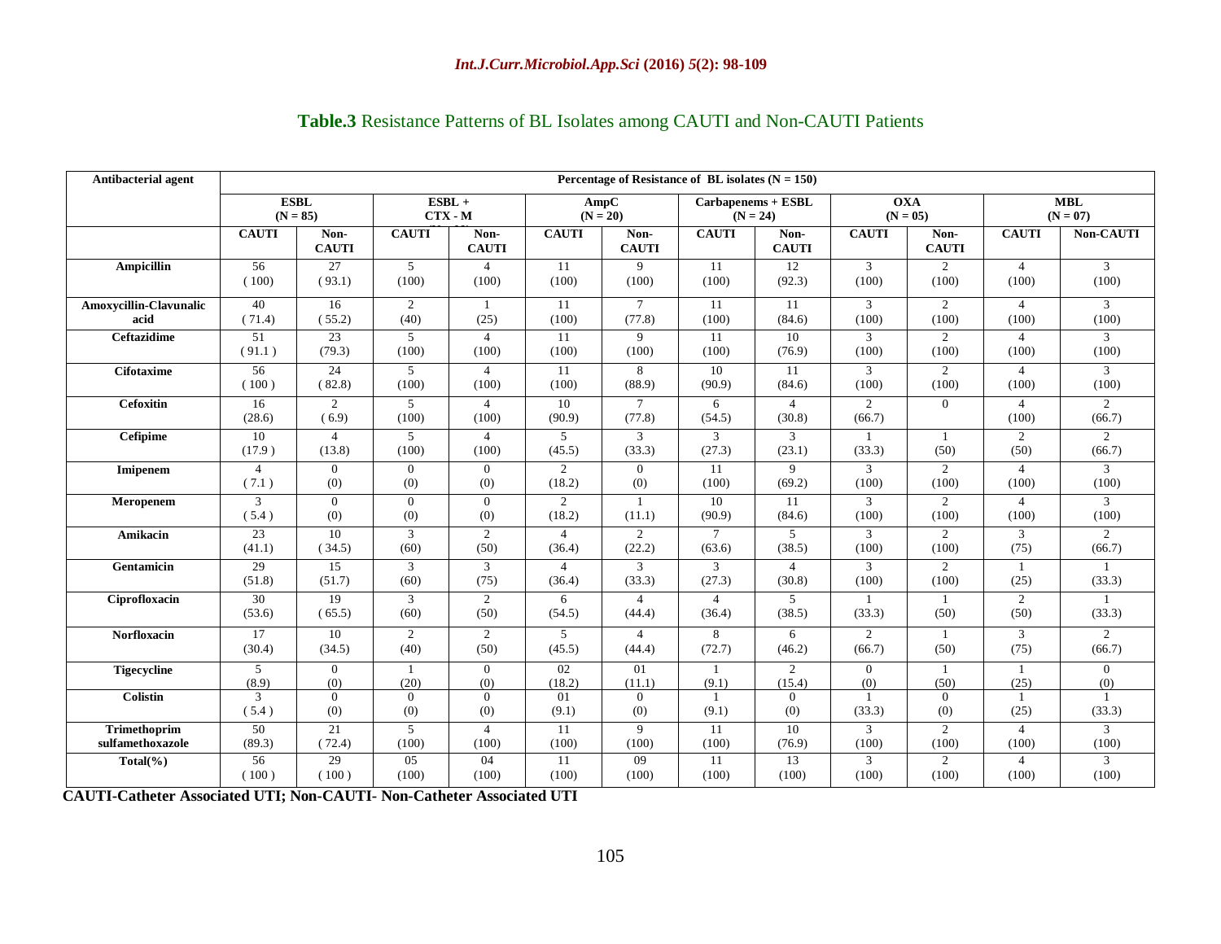**Table.3** Resistance Patterns of BL Isolates among CAUTI and Non-CAUTI Patients

| Antibacterial agent | Percentage of Resistance of BL isolates (N = 150) | | | | | | | | | | | |
|---|---|---|---|---|---|---|---|---|---|---|---|---|
| | ESBL (N = 85) | | ESBL + CTX - M | | AmpC (N = 20) | | Carbapenems + ESBL (N = 24) | | OXA (N = 05) | | MBL (N = 07) | |
| | CAUTI | Non-CAUTI | CAUTI | Non-CAUTI | CAUTI | Non-CAUTI | CAUTI | Non-CAUTI | CAUTI | Non-CAUTI | CAUTI | Non-CAUTI |
| **Ampicillin** | 56 (100) | 27 (93.1) | 5 (100) | 4 (100) | 11 (100) | 9 (100) | 11 (100) | 12 (92.3) | 3 (100) | 2 (100) | 4 (100) | 3 (100) |
| **Amoxycillin-Clavunalic acid** | 40 (71.4) | 16 (55.2) | 2 (40) | 1 (25) | 11 (100) | 7 (77.8) | 11 (100) | 11 (84.6) | 3 (100) | 2 (100) | 4 (100) | 3 (100) |
| **Ceftazidime** | 51 (91.1) | 23 (79.3) | 5 (100) | 4 (100) | 11 (100) | 9 (100) | 11 (100) | 10 (76.9) | 3 (100) | 2 (100) | 4 (100) | 3 (100) |
| **Cifotaxime** | 56 (100) | 24 (82.8) | 5 (100) | 4 (100) | 11 (100) | 8 (88.9) | 10 (90.9) | 11 (84.6) | 3 (100) | 2 (100) | 4 (100) | 3 (100) |
| **Cefoxitin** | 16 (28.6) | 2 (6.9) | 5 (100) | 4 (100) | 10 (90.9) | 7 (77.8) | 6 (54.5) | 4 (30.8) | 2 (66.7) | 0 | 4 (100) | 2 (66.7) |
| **Cefipime** | 10 (17.9) | 4 (13.8) | 5 (100) | 4 (100) | 5 (45.5) | 3 (33.3) | 3 (27.3) | 3 (23.1) | 1 (33.3) | 1 (50) | 2 (50) | 2 (66.7) |
| **Imipenem** | 4 (7.1) | 0 (0) | 0 (0) | 0 (0) | 2 (18.2) | 0 (0) | 11 (100) | 9 (69.2) | 3 (100) | 2 (100) | 4 (100) | 3 (100) |
| **Meropenem** | 3 (5.4) | 0 (0) | 0 (0) | 0 (0) | 2 (18.2) | 1 (11.1) | 10 (90.9) | 11 (84.6) | 3 (100) | 2 (100) | 4 (100) | 3 (100) |
| **Amikacin** | 23 (41.1) | 10 (34.5) | 3 (60) | 2 (50) | 4 (36.4) | 2 (22.2) | 7 (63.6) | 5 (38.5) | 3 (100) | 2 (100) | 3 (75) | 2 (66.7) |
| **Gentamicin** | 29 (51.8) | 15 (51.7) | 3 (60) | 3 (75) | 4 (36.4) | 3 (33.3) | 3 (27.3) | 4 (30.8) | 3 (100) | 2 (100) | 1 (25) | 1 (33.3) |
| **Ciprofloxacin** | 30 (53.6) | 19 (65.5) | 3 (60) | 2 (50) | 6 (54.5) | 4 (44.4) | 4 (36.4) | 5 (38.5) | 1 (33.3) | 1 (50) | 2 (50) | 1 (33.3) |
| **Norfloxacin** | 17 (30.4) | 10 (34.5) | 2 (40) | 2 (50) | 5 (45.5) | 4 (44.4) | 8 (72.7) | 6 (46.2) | 2 (66.7) | 1 (50) | 3 (75) | 2 (66.7) |
| **Tigecycline** | 5 (8.9) | 0 (0) | 1 (20) | 0 (0) | 02 (18.2) | 01 (11.1) | 1 (9.1) | 2 (15.4) | 0 (0) | 1 (50) | 1 (25) | 0 (0) |
| **Colistin** | 3 (5.4) | 0 (0) | 0 (0) | 0 (0) | 01 (9.1) | 0 (0) | 1 (9.1) | 0 (0) | 1 (33.3) | 0 (0) | 1 (25) | 1 (33.3) |
| **Trimethoprim sulfamethoxazole** | 50 (89.3) | 21 (72.4) | 5 (100) | 4 (100) | 11 (100) | 9 (100) | 11 (100) | 10 (76.9) | 3 (100) | 2 (100) | 4 (100) | 3 (100) |
| **Total(%)** | 56 (100) | 29 (100) | 05 (100) | 04 (100) | 11 (100) | 09 (100) | 11 (100) | 13 (100) | 3 (100) | 2 (100) | 4 (100) | 3 (100) |

**CAUTI-Catheter Associated UTI; Non-CAUTI- Non-Catheter Associated UTI**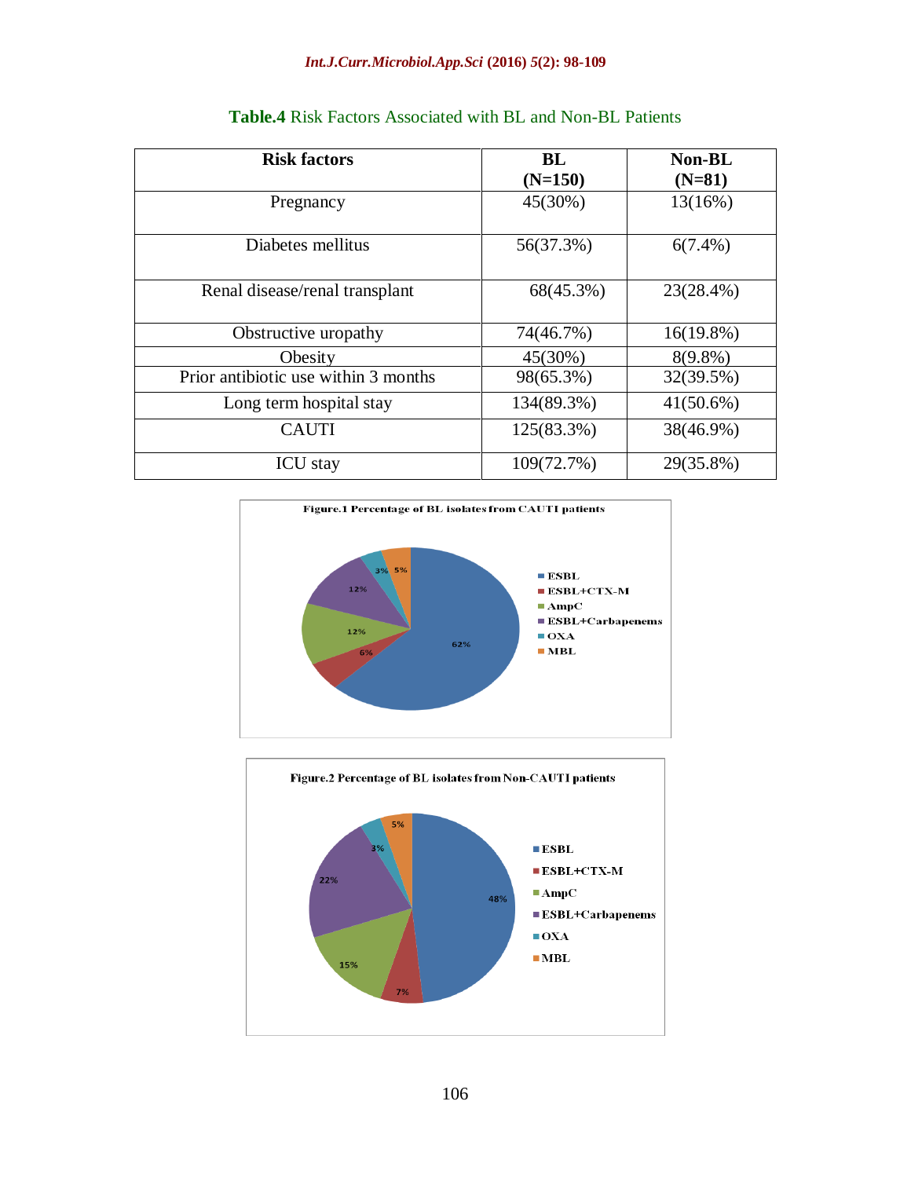**Table.4** Risk Factors Associated with BL and Non-BL Patients

| Risk factors | BL (N=150) | Non-BL (N=81) |
|---|---|---|
| Pregnancy | 45(30%) | 13(16%) |
| Diabetes mellitus | 56(37.3%) | 6(7.4%) |
| Renal disease/renal transplant | 68(45.3%) | 23(28.4%) |
| Obstructive uropathy | 74(46.7%) | 16(19.8%) |
| Obesity | 45(30%) | 8(9.8%) |
| Prior antibiotic use within 3 months | 98(65.3%) | 32(39.5%) |
| Long term hospital stay | 134(89.3%) | 41(50.6%) |
| CAUTI | 125(83.3%) | 38(46.9%) |
| ICU stay | 109(72.7%) | 29(35.8%) |

**Figure.1** Percentage of BL isolates from CAUTI patients

| Isolate | Percentage |
|---|---|
| ESBL | 62% |
| ESBL+CTX-M | 6% |
| AmpC | 12% |
| ESBL+Carbapenems | 12% |
| OXA | 3% |
| MBL | 5% |

**Figure.2** Percentage of BL isolates from Non-CAUTI patients

| Isolate | Percentage |
|---|---|
| ESBL | 48% |
| ESBL+CTX-M | 7% |
| AmpC | 15% |
| ESBL+Carbapenems | 22% |
| OXA | 3% |
| MBL | 5% |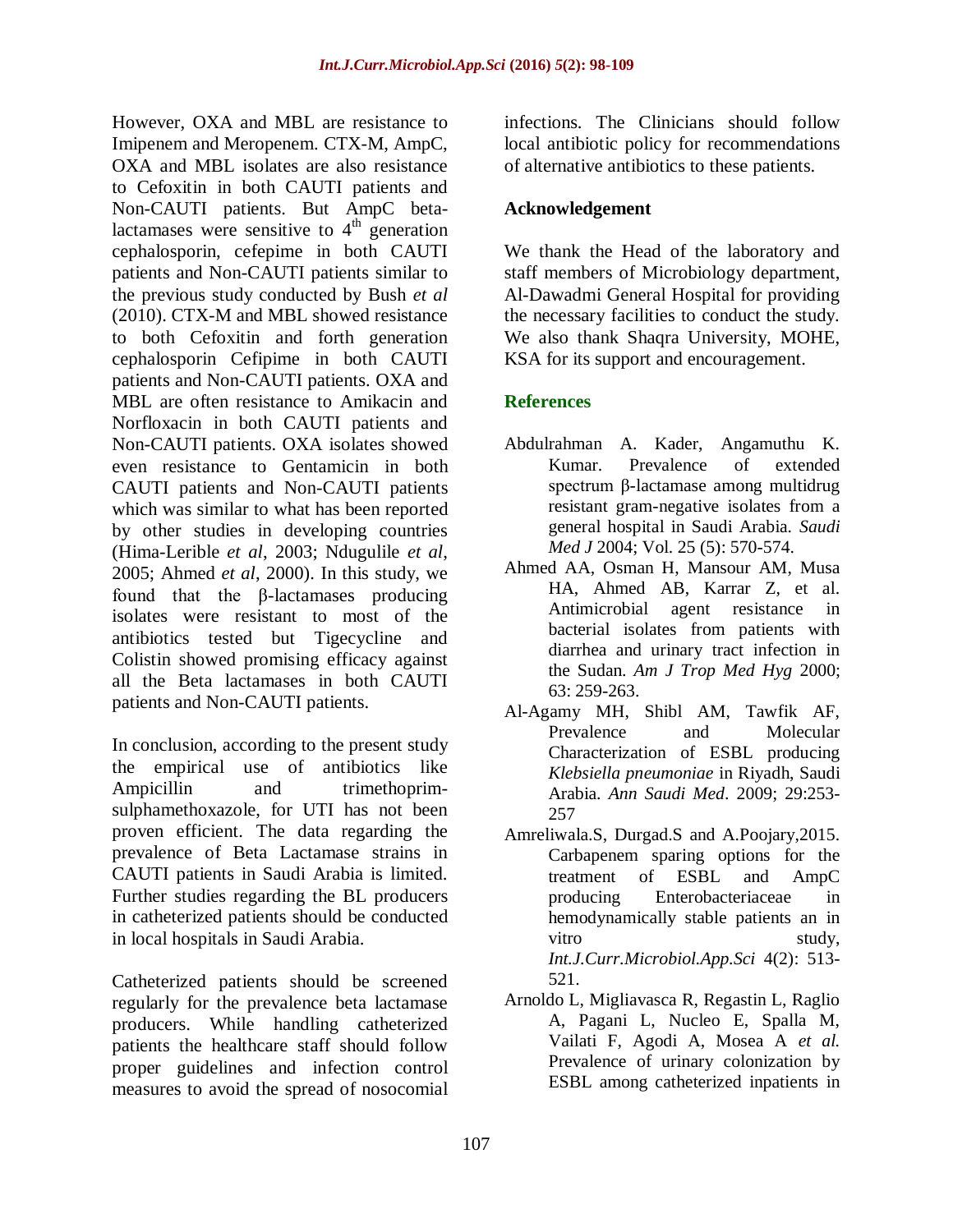However, OXA and MBL are resistance to Imipenem and Meropenem. CTX-M, AmpC, OXA and MBL isolates are also resistance to Cefoxitin in both CAUTI patients and Non-CAUTI patients. But AmpC beta-lactamases were sensitive to $4^{th}$ generation cephalosporin, cefepime in both CAUTI patients and Non-CAUTI patients similar to the previous study conducted by Bush *et al* (2010). CTX-M and MBL showed resistance to both Cefoxitin and forth generation cephalosporin Cefipime in both CAUTI patients and Non-CAUTI patients. OXA and MBL are often resistance to Amikacin and Norfloxacin in both CAUTI patients and Non-CAUTI patients. OXA isolates showed even resistance to Gentamicin in both CAUTI patients and Non-CAUTI patients which was similar to what has been reported by other studies in developing countries (Hima-Lerible *et al*, 2003; Ndugulile *et al*, 2005; Ahmed *et al*, 2000). In this study, we found that the β-lactamases producing isolates were resistant to most of the antibiotics tested but Tigecycline and Colistin showed promising efficacy against all the Beta lactamases in both CAUTI patients and Non-CAUTI patients.

In conclusion, according to the present study the empirical use of antibiotics like Ampicillin and trimethoprim-sulphamethoxazole, for UTI has not been proven efficient. The data regarding the prevalence of Beta Lactamase strains in CAUTI patients in Saudi Arabia is limited. Further studies regarding the BL producers in catheterized patients should be conducted in local hospitals in Saudi Arabia.

Catheterized patients should be screened regularly for the prevalence beta lactamase producers. While handling catheterized patients the healthcare staff should follow proper guidelines and infection control measures to avoid the spread of nosocomial infections. The Clinicians should follow local antibiotic policy for recommendations of alternative antibiotics to these patients.

## Acknowledgement

We thank the Head of the laboratory and staff members of Microbiology department, Al-Dawadmi General Hospital for providing the necessary facilities to conduct the study. We also thank Shaqra University, MOHE, KSA for its support and encouragement.

## References

Abdulrahman A. Kader, Angamuthu K. Kumar. Prevalence of extended spectrum β-lactamase among multidrug resistant gram-negative isolates from a general hospital in Saudi Arabia. *Saudi Med J* 2004; Vol. 25 (5): 570-574.

Ahmed AA, Osman H, Mansour AM, Musa HA, Ahmed AB, Karrar Z, et al. Antimicrobial agent resistance in bacterial isolates from patients with diarrhea and urinary tract infection in the Sudan. *Am J Trop Med Hyg* 2000; 63: 259-263.

Al-Agamy MH, Shibl AM, Tawfik AF, Prevalence and Molecular Characterization of ESBL producing *Klebsiella pneumoniae* in Riyadh, Saudi Arabia. *Ann Saudi Med*. 2009; 29:253-257

Amreliwala.S, Durgad.S and A.Poojary,2015. Carbapenem sparing options for the treatment of ESBL and AmpC producing Enterobacteriaceae in hemodynamically stable patients an in vitro study, *Int.J.Curr.Microbiol.App.Sci* 4(2): 513-521.

Arnoldo L, Migliavasca R, Regastin L, Raglio A, Pagani L, Nucleo E, Spalla M, Vailati F, Agodi A, Mosea A *et al.* Prevalence of urinary colonization by ESBL among catheterized inpatients in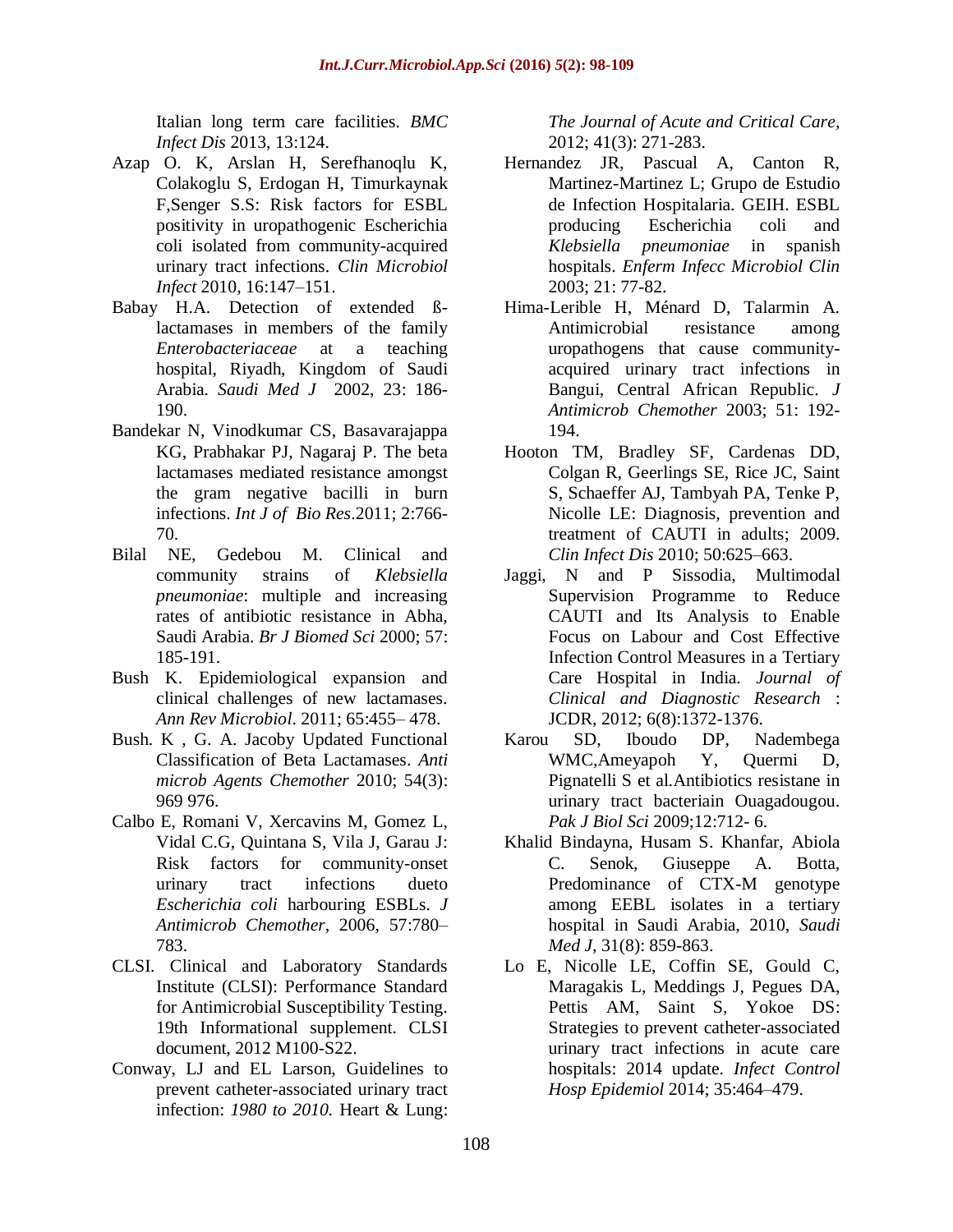Italian long term care facilities. *BMC Infect Dis* 2013, 13:124.

Azap O. K, Arslan H, Serefhanoqlu K, Colakoglu S, Erdogan H, Timurkaynak F,Senger S.S: Risk factors for ESBL positivity in uropathogenic Escherichia coli isolated from community-acquired urinary tract infections. *Clin Microbiol Infect* 2010, 16:147–151.

Babay H.A. Detection of extended ß-lactamases in members of the family *Enterobacteriaceae* at a teaching hospital, Riyadh, Kingdom of Saudi Arabia. *Saudi Med J* 2002, 23: 186-190.

Bandekar N, Vinodkumar CS, Basavarajappa KG, Prabhakar PJ, Nagaraj P. The beta lactamases mediated resistance amongst the gram negative bacilli in burn infections. *Int J of Bio Res*.2011; 2:766-70.

Bilal NE, Gedebou M. Clinical and community strains of *Klebsiella pneumoniae*: multiple and increasing rates of antibiotic resistance in Abha, Saudi Arabia. *Br J Biomed Sci* 2000; 57: 185-191.

Bush K. Epidemiological expansion and clinical challenges of new lactamases. *Ann Rev Microbiol*. 2011; 65:455– 478.

Bush. K , G. A. Jacoby Updated Functional Classification of Beta Lactamases. *Anti microb Agents Chemother* 2010; 54(3): 969 976.

Calbo E, Romani V, Xercavins M, Gomez L, Vidal C.G, Quintana S, Vila J, Garau J: Risk factors for community-onset urinary tract infections dueto *Escherichia coli* harbouring ESBLs. *J Antimicrob Chemother*, 2006, 57:780–783.

CLSI. Clinical and Laboratory Standards Institute (CLSI): Performance Standard for Antimicrobial Susceptibility Testing. 19th Informational supplement. CLSI document, 2012 M100-S22.

Conway, LJ and EL Larson, Guidelines to prevent catheter-associated urinary tract infection: *1980 to 2010.* Heart & Lung: *The Journal of Acute and Critical Care*, 2012; 41(3): 271-283.

Hernandez JR, Pascual A, Canton R, Martinez-Martinez L; Grupo de Estudio de Infection Hospitalaria. GEIH. ESBL producing Escherichia coli and *Klebsiella pneumoniae* in spanish hospitals. *Enferm Infecc Microbiol Clin* 2003; 21: 77-82.

Hima-Lerible H, Ménard D, Talarmin A. Antimicrobial resistance among uropathogens that cause community-acquired urinary tract infections in Bangui, Central African Republic. *J Antimicrob Chemother* 2003; 51: 192-194.

Hooton TM, Bradley SF, Cardenas DD, Colgan R, Geerlings SE, Rice JC, Saint S, Schaeffer AJ, Tambyah PA, Tenke P, Nicolle LE: Diagnosis, prevention and treatment of CAUTI in adults; 2009. *Clin Infect Dis* 2010; 50:625–663.

Jaggi, N and P Sissodia, Multimodal Supervision Programme to Reduce CAUTI and Its Analysis to Enable Focus on Labour and Cost Effective Infection Control Measures in a Tertiary Care Hospital in India. *Journal of Clinical and Diagnostic Research* : JCDR, 2012; 6(8):1372-1376.

Karou SD, Iboudo DP, Nadembega WMC,Ameyapoh Y, Quermi D, Pignatelli S et al.Antibiotics resistane in urinary tract bacteriain Ouagadougou. *Pak J Biol Sci* 2009;12:712- 6.

Khalid Bindayna, Husam S. Khanfar, Abiola C. Senok, Giuseppe A. Botta, Predominance of CTX-M genotype among EEBL isolates in a tertiary hospital in Saudi Arabia, 2010, *Saudi Med J*, 31(8): 859-863.

Lo E, Nicolle LE, Coffin SE, Gould C, Maragakis L, Meddings J, Pegues DA, Pettis AM, Saint S, Yokoe DS: Strategies to prevent catheter-associated urinary tract infections in acute care hospitals: 2014 update. *Infect Control Hosp Epidemiol* 2014; 35:464–479.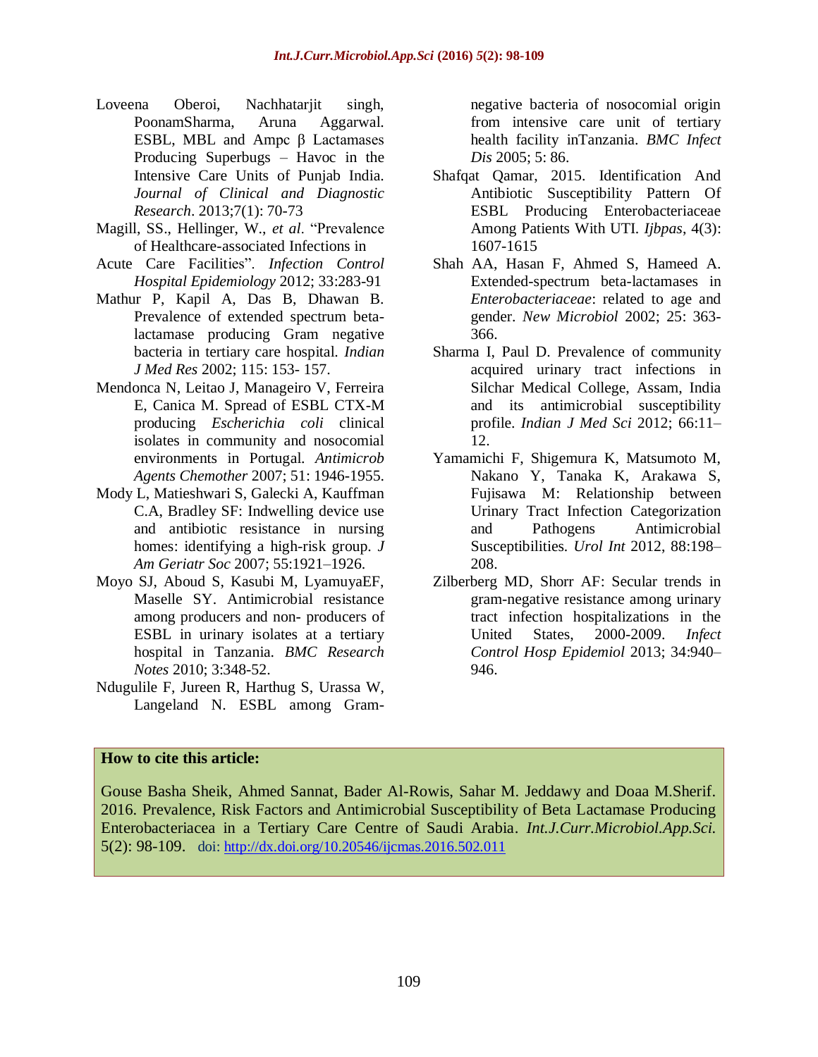Loveena Oberoi, Nachhatarjit singh, PoonamSharma, Aruna Aggarwal. ESBL, MBL and Ampc β Lactamases Producing Superbugs – Havoc in the Intensive Care Units of Punjab India. *Journal of Clinical and Diagnostic Research*. 2013;7(1): 70-73

Magill, SS., Hellinger, W., *et al*. "Prevalence of Healthcare-associated Infections in Acute Care Facilities". *Infection Control Hospital Epidemiology* 2012; 33:283-91

Mathur P, Kapil A, Das B, Dhawan B. Prevalence of extended spectrum beta-lactamase producing Gram negative bacteria in tertiary care hospital. *Indian J Med Res* 2002; 115: 153- 157.

Mendonca N, Leitao J, Manageiro V, Ferreira E, Canica M. Spread of ESBL CTX-M producing *Escherichia coli* clinical isolates in community and nosocomial environments in Portugal. *Antimicrob Agents Chemother* 2007; 51: 1946-1955.

Mody L, Matieshwari S, Galecki A, Kauffman C.A, Bradley SF: Indwelling device use and antibiotic resistance in nursing homes: identifying a high-risk group. *J Am Geriatr Soc* 2007; 55:1921–1926.

Moyo SJ, Aboud S, Kasubi M, LyamuyaEF, Maselle SY. Antimicrobial resistance among producers and non- producers of ESBL in urinary isolates at a tertiary hospital in Tanzania. *BMC Research Notes* 2010; 3:348-52.

Ndugulile F, Jureen R, Harthug S, Urassa W, Langeland N. ESBL among Gram-negative bacteria of nosocomial origin from intensive care unit of tertiary health facility inTanzania. *BMC Infect Dis* 2005; 5: 86.

Shafqat Qamar, 2015. Identification And Antibiotic Susceptibility Pattern Of ESBL Producing Enterobacteriaceae Among Patients With UTI. *Ijbpas*, 4(3): 1607-1615

Shah AA, Hasan F, Ahmed S, Hameed A. Extended-spectrum beta-lactamases in *Enterobacteriaceae*: related to age and gender. *New Microbiol* 2002; 25: 363-366.

Sharma I, Paul D. Prevalence of community acquired urinary tract infections in Silchar Medical College, Assam, India and its antimicrobial susceptibility profile. *Indian J Med Sci* 2012; 66:11–12.

Yamamichi F, Shigemura K, Matsumoto M, Nakano Y, Tanaka K, Arakawa S, Fujisawa M: Relationship between Urinary Tract Infection Categorization and Pathogens Antimicrobial Susceptibilities. *Urol Int* 2012, 88:198–208.

Zilberberg MD, Shorr AF: Secular trends in gram-negative resistance among urinary tract infection hospitalizations in the United States, 2000-2009. *Infect Control Hosp Epidemiol* 2013; 34:940–946.

**How to cite this article:**

Gouse Basha Sheik, Ahmed Sannat, Bader Al-Rowis, Sahar M. Jeddawy and Doaa M.Sherif. 2016. Prevalence, Risk Factors and Antimicrobial Susceptibility of Beta Lactamase Producing Enterobacteriacea in a Tertiary Care Centre of Saudi Arabia. *Int.J.Curr.Microbiol.App.Sci.* 5(2): 98-109. doi: http://dx.doi.org/10.20546/ijcmas.2016.502.011